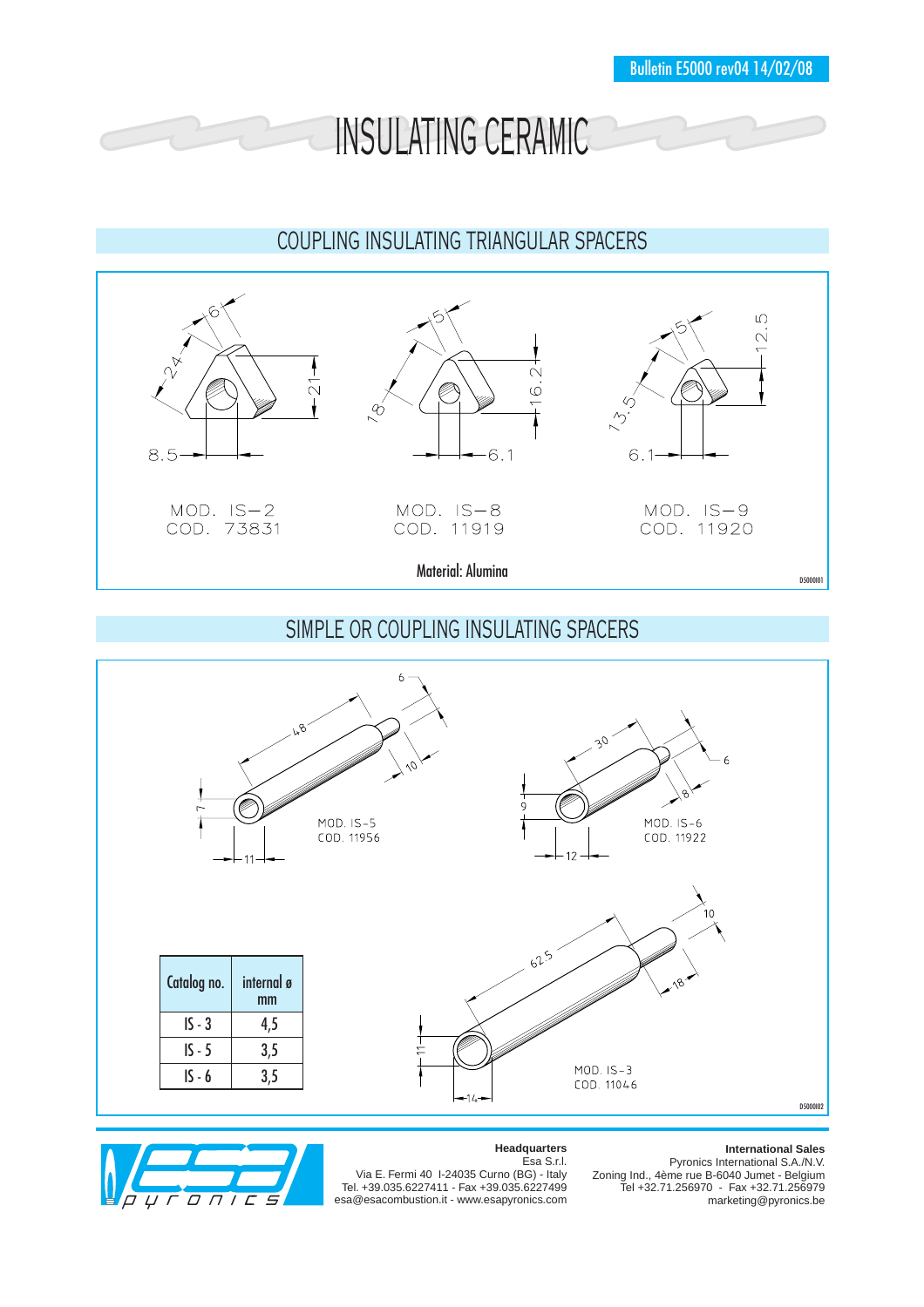Bulletin E5000 rev04 14/02/08

# INSULATING CERAMIC

## COUPLING INSULATING TRIANGULAR SPACERS

6
24
21
8.5

MOD. IS–2
COD. 73831

5
18
16.2
6.1

MOD. IS–8
COD. 11919

5
13.5
12.5
6.1

MOD. IS–9
COD. 11920

Material: Alumina

D5000I01

## SIMPLE OR COUPLING INSULATING SPACERS

6
48
10
7
11

MOD. IS-5
COD. 11956

30
6
8
9
12

MOD. IS-6
COD. 11922

10
62.5
18
11
14

MOD. IS-3
COD. 11046

| Catalog no. | internal ø mm |
|---|---|
| IS - 3 | 4,5 |
| IS - 5 | 3,5 |
| IS - 6 | 3,5 |

D5000I02

esa pyronics

**Headquarters**
Esa S.r.l.
Via E. Fermi 40 I-24035 Curno (BG) - Italy
Tel. +39.035.6227411 - Fax +39.035.6227499
esa@esacombustion.it - www.esapyronics.com

**International Sales**
Pyronics International S.A./N.V.
Zoning Ind., 4ème rue B-6040 Jumet - Belgium
Tel +32.71.256970 - Fax +32.71.256979
marketing@pyronics.be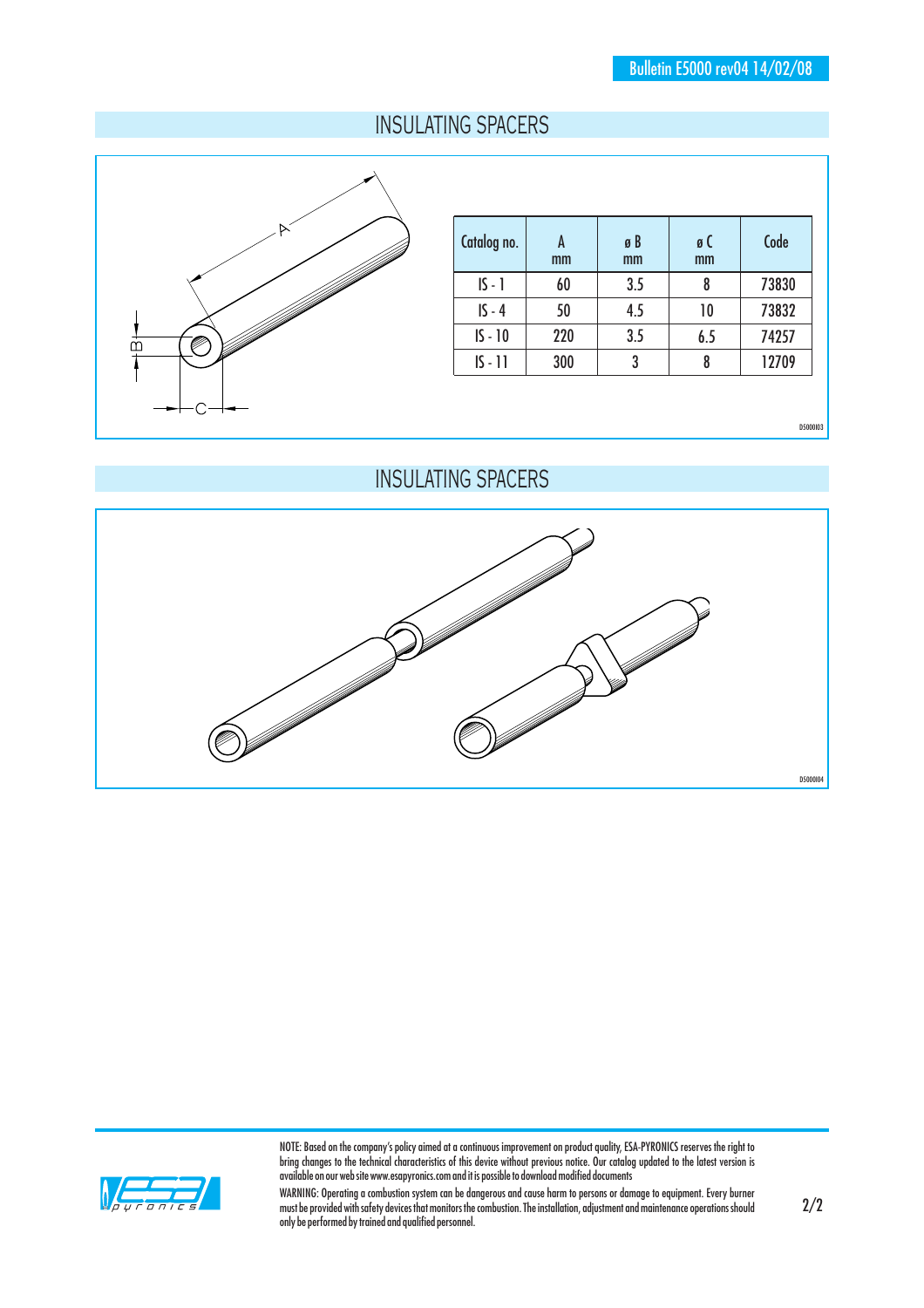## INSULATING SPACERS

A

B

C

| Catalog no. | A mm | ø B mm | ø C mm | Code |
|---|---|---|---|---|
| IS - 1 | 60 | 3.5 | 8 | 73830 |
| IS - 4 | 50 | 4.5 | 10 | 73832 |
| IS - 10 | 220 | 3.5 | 6.5 | 74257 |
| IS - 11 | 300 | 3 | 8 | 12709 |

D5000I03

## INSULATING SPACERS

D5000I04

NOTE: Based on the company's policy aimed at a continuous improvement on product quality, ESA-PYRONICS reserves the right to bring changes to the technical characteristics of this device without previous notice. Our catalog updated to the latest version is available on our web site www.esapyronics.com and it is possible to download modified documents

WARNING: Operating a combustion system can be dangerous and cause harm to persons or damage to equipment. Every burner must be provided with safety devices that monitors the combustion. The installation, adjustment and maintenance operations should only be performed by trained and qualified personnel.